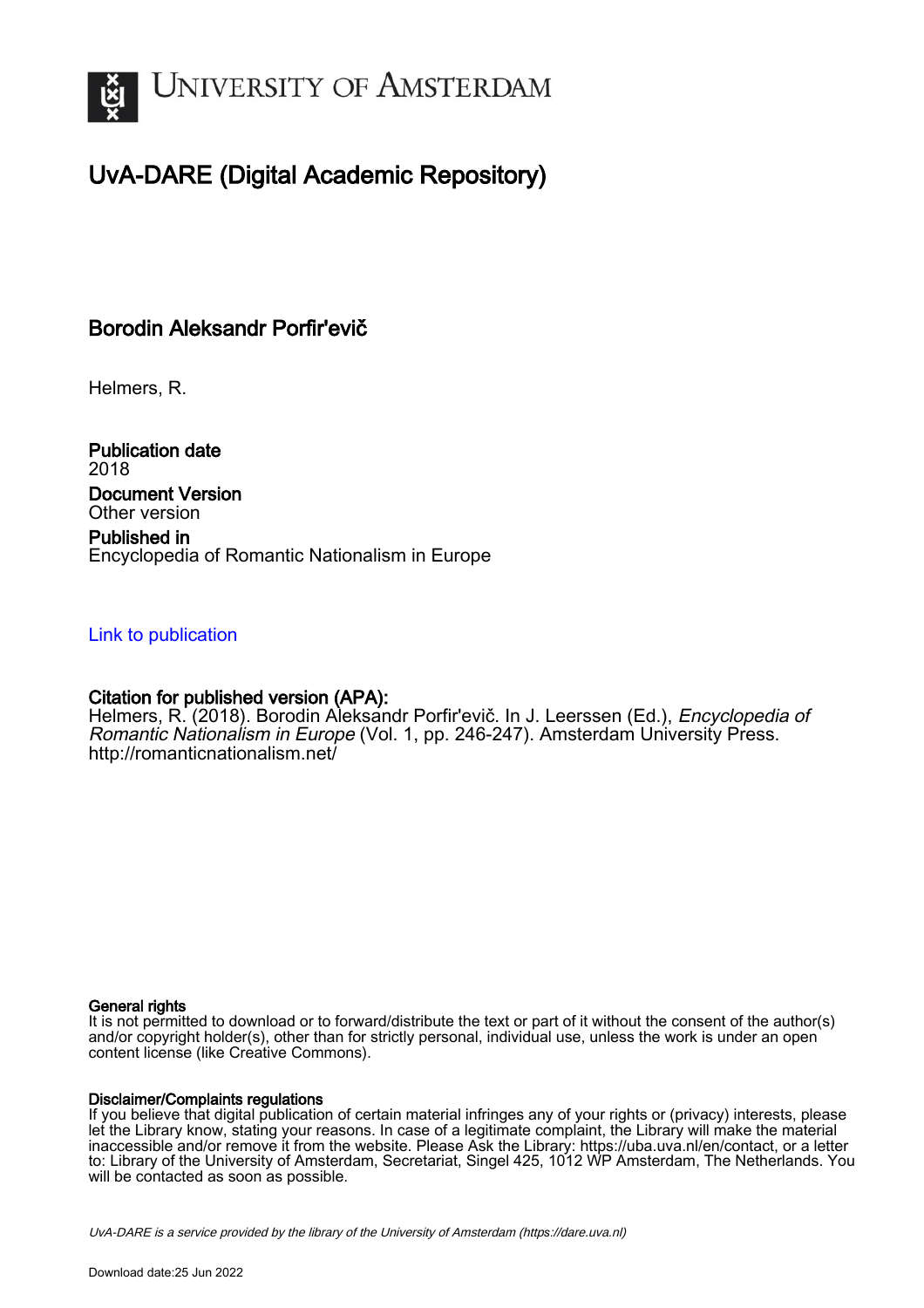# University of Amsterdam

## UvA-DARE (Digital Academic Repository)

### Borodin Aleksandr Porfir'evič

Helmers, R.

**Publication date**
2018

**Document Version**
Other version

**Published in**
Encyclopedia of Romantic Nationalism in Europe

[Link to publication]

**Citation for published version (APA):**
Helmers, R. (2018). Borodin Aleksandr Porfir'evič. In J. Leerssen (Ed.), *Encyclopedia of Romantic Nationalism in Europe* (Vol. 1, pp. 246-247). Amsterdam University Press. http://romanticnationalism.net/

**General rights**
It is not permitted to download or to forward/distribute the text or part of it without the consent of the author(s) and/or copyright holder(s), other than for strictly personal, individual use, unless the work is under an open content license (like Creative Commons).

**Disclaimer/Complaints regulations**
If you believe that digital publication of certain material infringes any of your rights or (privacy) interests, please let the Library know, stating your reasons. In case of a legitimate complaint, the Library will make the material inaccessible and/or remove it from the website. Please Ask the Library: https://uba.uva.nl/en/contact, or a letter to: Library of the University of Amsterdam, Secretariat, Singel 425, 1012 WP Amsterdam, The Netherlands. You will be contacted as soon as possible.

*UvA-DARE is a service provided by the library of the University of Amsterdam (https://dare.uva.nl)*

Download date:25 Jun 2022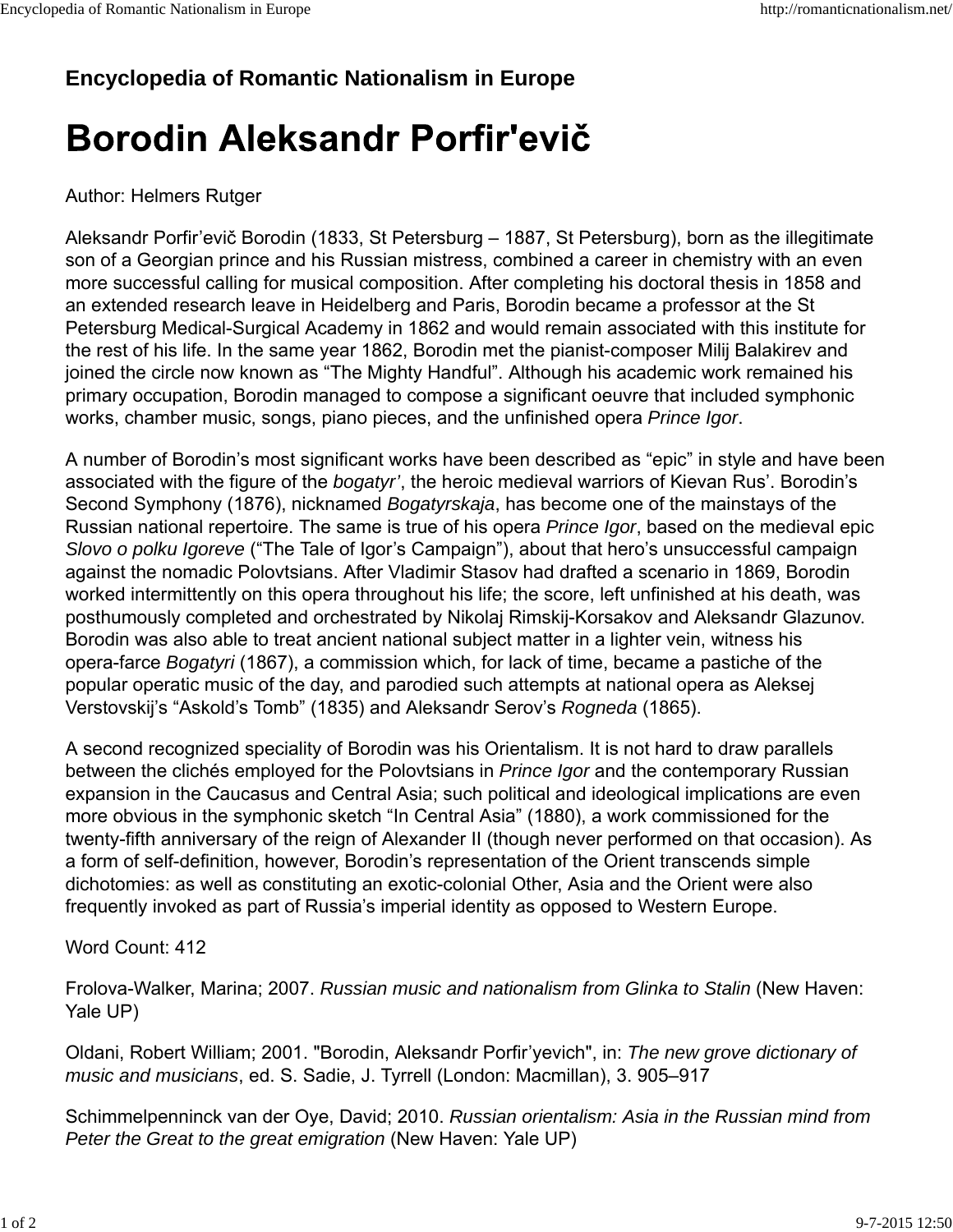**Encyclopedia of Romantic Nationalism in Europe**

# Borodin Aleksandr Porfir'evič

Author: Helmers Rutger

Aleksandr Porfir’evič Borodin (1833, St Petersburg – 1887, St Petersburg), born as the illegitimate son of a Georgian prince and his Russian mistress, combined a career in chemistry with an even more successful calling for musical composition. After completing his doctoral thesis in 1858 and an extended research leave in Heidelberg and Paris, Borodin became a professor at the St Petersburg Medical-Surgical Academy in 1862 and would remain associated with this institute for the rest of his life. In the same year 1862, Borodin met the pianist-composer Milij Balakirev and joined the circle now known as “The Mighty Handful”. Although his academic work remained his primary occupation, Borodin managed to compose a significant oeuvre that included symphonic works, chamber music, songs, piano pieces, and the unfinished opera *Prince Igor*.

A number of Borodin’s most significant works have been described as “epic” in style and have been associated with the figure of the *bogatyr’*, the heroic medieval warriors of Kievan Rus’. Borodin’s Second Symphony (1876), nicknamed *Bogatyrskaja*, has become one of the mainstays of the Russian national repertoire. The same is true of his opera *Prince Igor*, based on the medieval epic *Slovo o polku Igoreve* (“The Tale of Igor’s Campaign”), about that hero’s unsuccessful campaign against the nomadic Polovtsians. After Vladimir Stasov had drafted a scenario in 1869, Borodin worked intermittently on this opera throughout his life; the score, left unfinished at his death, was posthumously completed and orchestrated by Nikolaj Rimskij-Korsakov and Aleksandr Glazunov. Borodin was also able to treat ancient national subject matter in a lighter vein, witness his opera-farce *Bogatyri* (1867), a commission which, for lack of time, became a pastiche of the popular operatic music of the day, and parodied such attempts at national opera as Aleksej Verstovskij’s “Askold’s Tomb” (1835) and Aleksandr Serov’s *Rogneda* (1865).

A second recognized speciality of Borodin was his Orientalism. It is not hard to draw parallels between the clichés employed for the Polovtsians in *Prince Igor* and the contemporary Russian expansion in the Caucasus and Central Asia; such political and ideological implications are even more obvious in the symphonic sketch “In Central Asia” (1880), a work commissioned for the twenty-fifth anniversary of the reign of Alexander II (though never performed on that occasion). As a form of self-definition, however, Borodin’s representation of the Orient transcends simple dichotomies: as well as constituting an exotic-colonial Other, Asia and the Orient were also frequently invoked as part of Russia’s imperial identity as opposed to Western Europe.

Word Count: 412

Frolova-Walker, Marina; 2007. *Russian music and nationalism from Glinka to Stalin* (New Haven: Yale UP)

Oldani, Robert William; 2001. "Borodin, Aleksandr Porfir’yevich", in: *The new grove dictionary of music and musicians*, ed. S. Sadie, J. Tyrrell (London: Macmillan), 3. 905–917

Schimmelpenninck van der Oye, David; 2010. *Russian orientalism: Asia in the Russian mind from Peter the Great to the great emigration* (New Haven: Yale UP)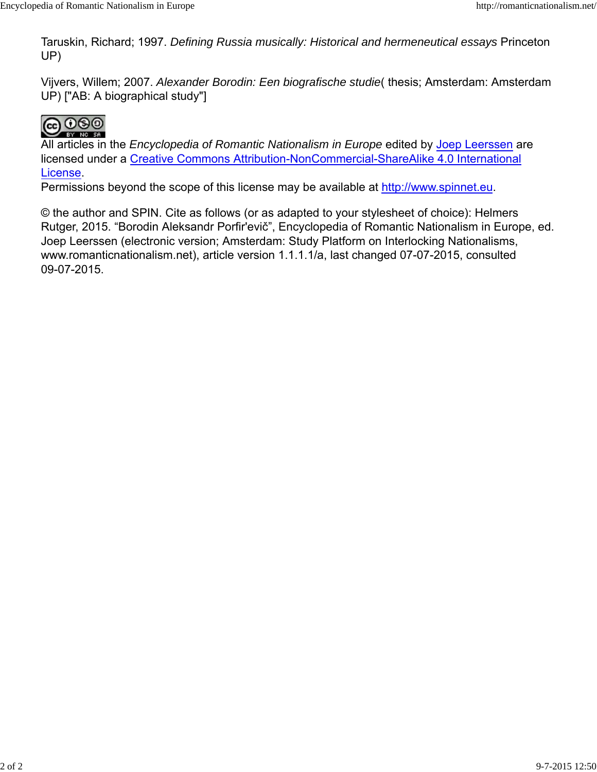Taruskin, Richard; 1997. *Defining Russia musically: Historical and hermeneutical essays* Princeton UP)

Vijvers, Willem; 2007. *Alexander Borodin: Een biografische studie*( thesis; Amsterdam: Amsterdam UP) ["AB: A biographical study"]

All articles in the *Encyclopedia of Romantic Nationalism in Europe* edited by Joep Leerssen are licensed under a Creative Commons Attribution-NonCommercial-ShareAlike 4.0 International License.
Permissions beyond the scope of this license may be available at http://www.spinnet.eu.

© the author and SPIN. Cite as follows (or as adapted to your stylesheet of choice): Helmers Rutger, 2015. “Borodin Aleksandr Porfir'evič”, Encyclopedia of Romantic Nationalism in Europe, ed. Joep Leerssen (electronic version; Amsterdam: Study Platform on Interlocking Nationalisms, www.romanticnationalism.net), article version 1.1.1.1/a, last changed 07-07-2015, consulted 09-07-2015.